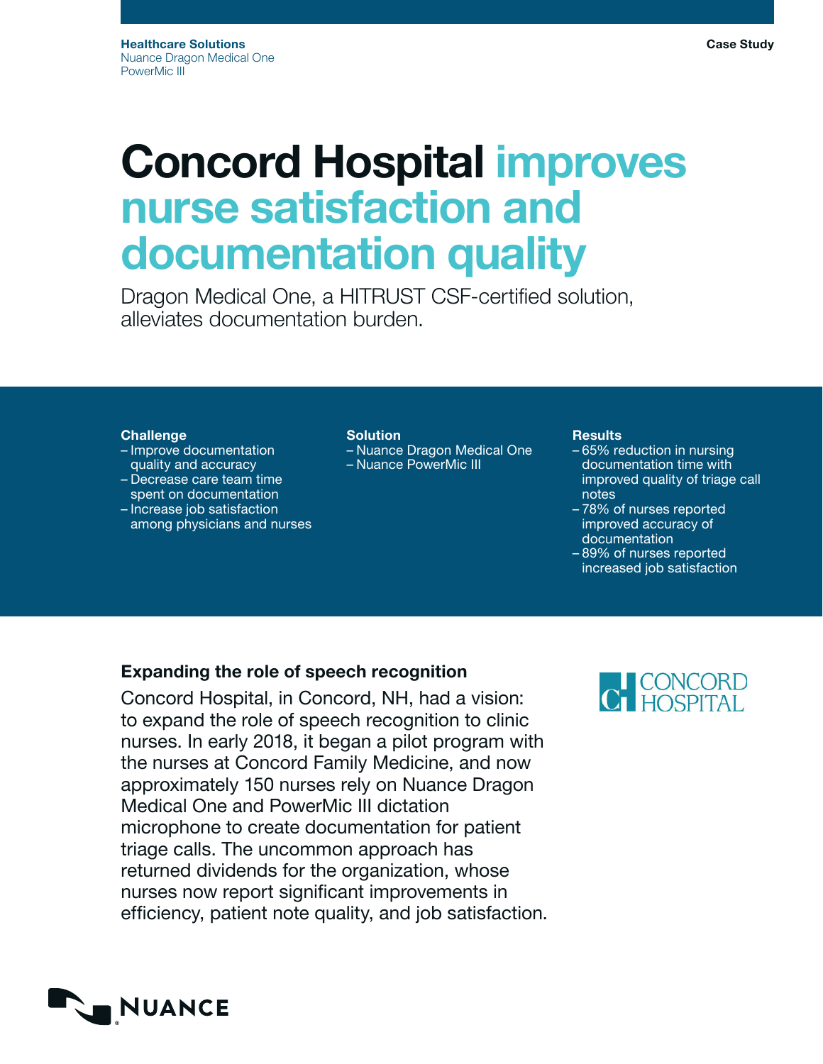**Healthcare Solutions**
Nuance Dragon Medical One
PowerMic III

**Case Study**

# Concord Hospital improves nurse satisfaction and documentation quality

Dragon Medical One, a HITRUST CSF-certified solution, alleviates documentation burden.

**Challenge**
- Improve documentation quality and accuracy
- Decrease care team time spent on documentation
- Increase job satisfaction among physicians and nurses

**Solution**
- Nuance Dragon Medical One
- Nuance PowerMic III

**Results**
- 65% reduction in nursing documentation time with improved quality of triage call notes
- 78% of nurses reported improved accuracy of documentation
- 89% of nurses reported increased job satisfaction

## Expanding the role of speech recognition

Concord Hospital, in Concord, NH, had a vision: to expand the role of speech recognition to clinic nurses. In early 2018, it began a pilot program with the nurses at Concord Family Medicine, and now approximately 150 nurses rely on Nuance Dragon Medical One and PowerMic III dictation microphone to create documentation for patient triage calls. The uncommon approach has returned dividends for the organization, whose nurses now report significant improvements in efficiency, patient note quality, and job satisfaction.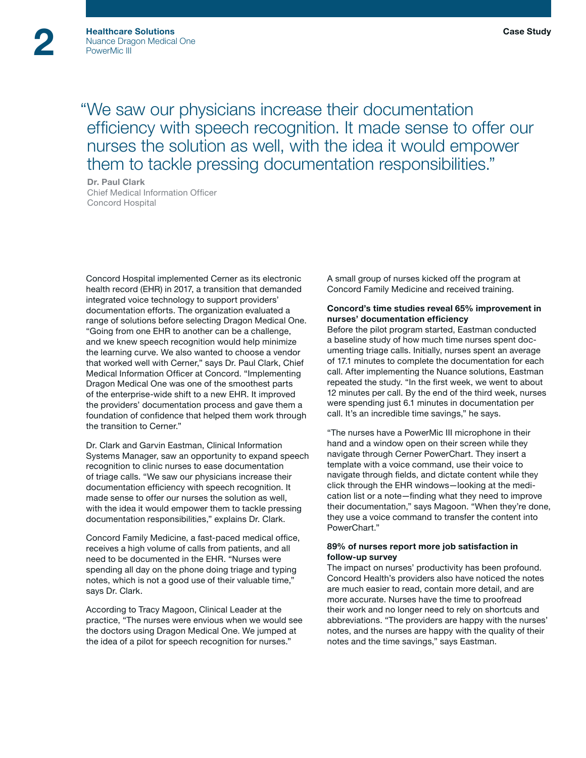**Healthcare Solutions**
Nuance Dragon Medical One
PowerMic III

**Case Study**

> "We saw our physicians increase their documentation efficiency with speech recognition. It made sense to offer our nurses the solution as well, with the idea it would empower them to tackle pressing documentation responsibilities."
>
> **Dr. Paul Clark**
> Chief Medical Information Officer
> Concord Hospital

Concord Hospital implemented Cerner as its electronic health record (EHR) in 2017, a transition that demanded integrated voice technology to support providers' documentation efforts. The organization evaluated a range of solutions before selecting Dragon Medical One. "Going from one EHR to another can be a challenge, and we knew speech recognition would help minimize the learning curve. We also wanted to choose a vendor that worked well with Cerner," says Dr. Paul Clark, Chief Medical Information Officer at Concord. "Implementing Dragon Medical One was one of the smoothest parts of the enterprise-wide shift to a new EHR. It improved the providers' documentation process and gave them a foundation of confidence that helped them work through the transition to Cerner."

Dr. Clark and Garvin Eastman, Clinical Information Systems Manager, saw an opportunity to expand speech recognition to clinic nurses to ease documentation of triage calls. "We saw our physicians increase their documentation efficiency with speech recognition. It made sense to offer our nurses the solution as well, with the idea it would empower them to tackle pressing documentation responsibilities," explains Dr. Clark.

Concord Family Medicine, a fast-paced medical office, receives a high volume of calls from patients, and all need to be documented in the EHR. "Nurses were spending all day on the phone doing triage and typing notes, which is not a good use of their valuable time," says Dr. Clark.

According to Tracy Magoon, Clinical Leader at the practice, "The nurses were envious when we would see the doctors using Dragon Medical One. We jumped at the idea of a pilot for speech recognition for nurses." A small group of nurses kicked off the program at Concord Family Medicine and received training.

### Concord's time studies reveal 65% improvement in nurses' documentation efficiency

Before the pilot program started, Eastman conducted a baseline study of how much time nurses spent documenting triage calls. Initially, nurses spent an average of 17.1 minutes to complete the documentation for each call. After implementing the Nuance solutions, Eastman repeated the study. "In the first week, we went to about 12 minutes per call. By the end of the third week, nurses were spending just 6.1 minutes in documentation per call. It's an incredible time savings," he says.

"The nurses have a PowerMic III microphone in their hand and a window open on their screen while they navigate through Cerner PowerChart. They insert a template with a voice command, use their voice to navigate through fields, and dictate content while they click through the EHR windows—looking at the medication list or a note—finding what they need to improve their documentation," says Magoon. "When they're done, they use a voice command to transfer the content into PowerChart."

### 89% of nurses report more job satisfaction in follow-up survey

The impact on nurses' productivity has been profound. Concord Health's providers also have noticed the notes are much easier to read, contain more detail, and are more accurate. Nurses have the time to proofread their work and no longer need to rely on shortcuts and abbreviations. "The providers are happy with the nurses' notes, and the nurses are happy with the quality of their notes and the time savings," says Eastman.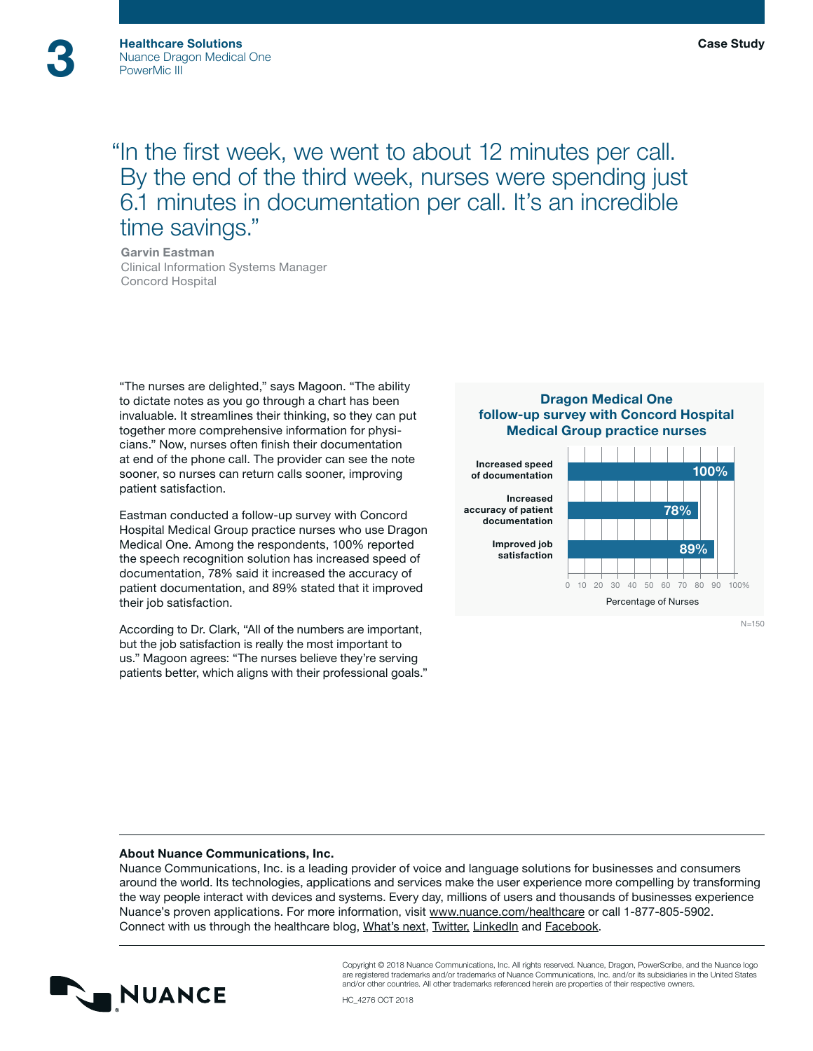**Healthcare Solutions**
Nuance Dragon Medical One
PowerMic III

**Case Study**

> "In the first week, we went to about 12 minutes per call. By the end of the third week, nurses were spending just 6.1 minutes in documentation per call. It's an incredible time savings."
>
> **Garvin Eastman**
> Clinical Information Systems Manager
> Concord Hospital

"The nurses are delighted," says Magoon. "The ability to dictate notes as you go through a chart has been invaluable. It streamlines their thinking, so they can put together more comprehensive information for physicians." Now, nurses often finish their documentation at end of the phone call. The provider can see the note sooner, so nurses can return calls sooner, improving patient satisfaction.

Eastman conducted a follow-up survey with Concord Hospital Medical Group practice nurses who use Dragon Medical One. Among the respondents, 100% reported the speech recognition solution has increased speed of documentation, 78% said it increased the accuracy of patient documentation, and 89% stated that it improved their job satisfaction.

According to Dr. Clark, "All of the numbers are important, but the job satisfaction is really the most important to us." Magoon agrees: "The nurses believe they're serving patients better, which aligns with their professional goals."

**Dragon Medical One follow-up survey with Concord Hospital Medical Group practice nurses**

Increased speed of documentation 100%
Increased accuracy of patient documentation 78%
Improved job satisfaction 89%

0 10 20 30 40 50 60 70 80 90 100%
Percentage of Nurses

N=150

---

**About Nuance Communications, Inc.**
Nuance Communications, Inc. is a leading provider of voice and language solutions for businesses and consumers around the world. Its technologies, applications and services make the user experience more compelling by transforming the way people interact with devices and systems. Every day, millions of users and thousands of businesses experience Nuance's proven applications. For more information, visit www.nuance.com/healthcare or call 1-877-805-5902. Connect with us through the healthcare blog, What's next, Twitter, LinkedIn and Facebook.

---

NUANCE

Copyright © 2018 Nuance Communications, Inc. All rights reserved. Nuance, Dragon, PowerScribe, and the Nuance logo are registered trademarks and/or trademarks of Nuance Communications, Inc. and/or its subsidiaries in the United States and/or other countries. All other trademarks referenced herein are properties of their respective owners.

HC_4276 OCT 2018